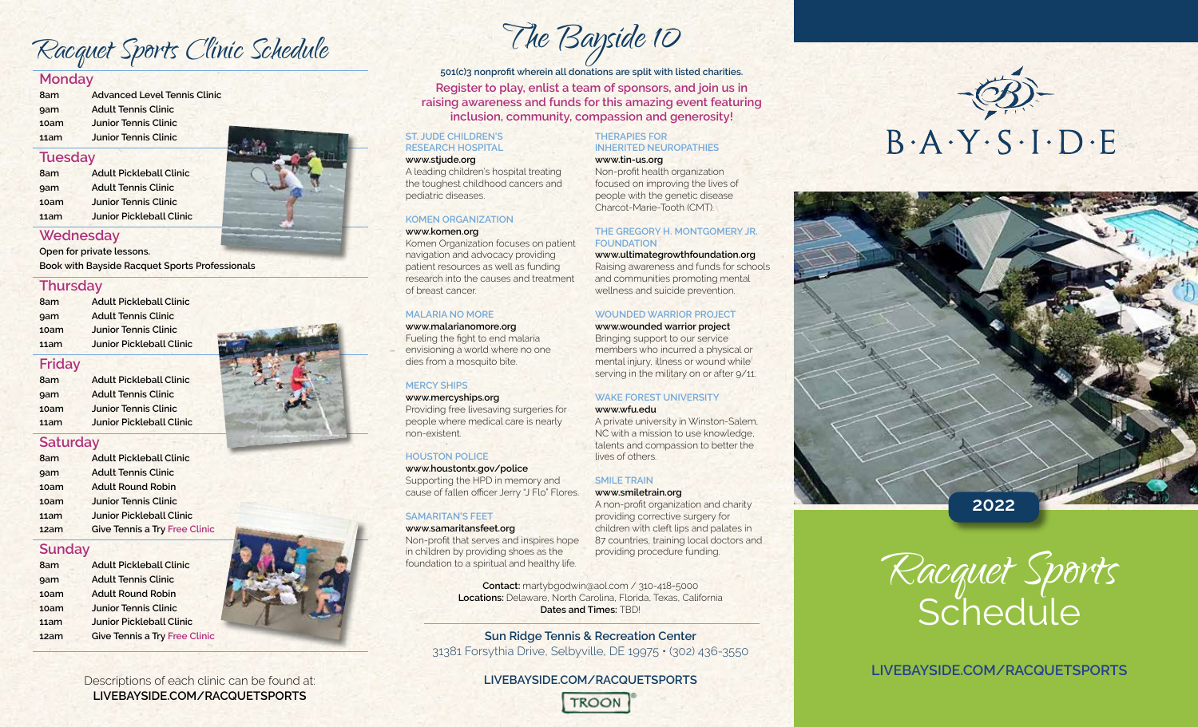# Racquet Sports Clinic Schedule

## Monday

| | |
|---|---|
| 8am | Advanced Level Tennis Clinic |
| 9am | Adult Tennis Clinic |
| 10am | Junior Tennis Clinic |
| 11am | Junior Tennis Clinic |

## Tuesday

| | |
|---|---|
| 8am | Adult Pickleball Clinic |
| 9am | Adult Tennis Clinic |
| 10am | Junior Tennis Clinic |
| 11am | Junior Pickleball Clinic |

## Wednesday

Open for private lessons.

Book with Bayside Racquet Sports Professionals

## Thursday

| | |
|---|---|
| 8am | Adult Pickleball Clinic |
| 9am | Adult Tennis Clinic |
| 10am | Junior Tennis Clinic |
| 11am | Junior Pickleball Clinic |

## Friday

| | |
|---|---|
| 8am | Adult Pickleball Clinic |
| 9am | Adult Tennis Clinic |
| 10am | Junior Tennis Clinic |
| 11am | Junior Pickleball Clinic |

## Saturday

| | |
|---|---|
| 8am | Adult Pickleball Clinic |
| 9am | Adult Tennis Clinic |
| 10am | Adult Round Robin |
| 10am | Junior Tennis Clinic |
| 11am | Junior Pickleball Clinic |
| 12am | Give Tennis a Try Free Clinic |

## Sunday

| | |
|---|---|
| 8am | Adult Pickleball Clinic |
| 9am | Adult Tennis Clinic |
| 10am | Adult Round Robin |
| 10am | Junior Tennis Clinic |
| 11am | Junior Pickleball Clinic |
| 12am | Give Tennis a Try Free Clinic |

Descriptions of each clinic can be found at:
**LIVEBAYSIDE.COM/RACQUETSPORTS**

# The Bayside 10

**501(c)3 nonprofit wherein all donations are split with listed charities.**

**Register to play, enlist a team of sponsors, and join us in raising awareness and funds for this amazing event featuring inclusion, community, compassion and generosity!**

### ST. JUDE CHILDREN'S RESEARCH HOSPITAL
**www.stjude.org**
A leading children's hospital treating the toughest childhood cancers and pediatric diseases.

### KOMEN ORGANIZATION
**www.komen.org**
Komen Organization focuses on patient navigation and advocacy providing patient resources as well as funding research into the causes and treatment of breast cancer.

### MALARIA NO MORE
**www.malarianomore.org**
Fueling the fight to end malaria envisioning a world where no one dies from a mosquito bite.

### MERCY SHIPS
**www.mercyships.org**
Providing free livesaving surgeries for people where medical care is nearly non-existent.

### HOUSTON POLICE
**www.houstontx.gov/police**
Supporting the HPD in memory and cause of fallen officer Jerry "J Flo" Flores.

### SAMARITAN'S FEET
**www.samaritansfeet.org**
Non-profit that serves and inspires hope in children by providing shoes as the foundation to a spiritual and healthy life.

### THERAPIES FOR INHERITED NEUROPATHIES
**www.tin-us.org**
Non-profit health organization focused on improving the lives of people with the genetic disease Charcot-Marie-Tooth (CMT).

### THE GREGORY H. MONTGOMERY JR. FOUNDATION
**www.ultimategrowthfoundation.org**
Raising awareness and funds for schools and communities promoting mental wellness and suicide prevention.

### WOUNDED WARRIOR PROJECT
**www.wounded warrior project**
Bringing support to our service members who incurred a physical or mental injury, illness or wound while serving in the military on or after 9/11.

### WAKE FOREST UNIVERSITY
**www.wfu.edu**
A private university in Winston-Salem, NC with a mission to use knowledge, talents and compassion to better the lives of others.

### SMILE TRAIN
**www.smiletrain.org**
A non-profit organization and charity providing corrective surgery for children with cleft lips and palates in 87 countries, training local doctors and providing procedure funding.

**Contact:** martybgodwin@aol.com / 310-418-5000
**Locations:** Delaware, North Carolina, Florida, Texas, California
**Dates and Times:** TBD!

**Sun Ridge Tennis & Recreation Center**
31381 Forsythia Drive, Selbyville, DE 19975 • (302) 436-3550

**LIVEBAYSIDE.COM/RACQUETSPORTS**

TROON

B·A·Y·S·I·D·E

**2022**

# Racquet Sports Schedule

**LIVEBAYSIDE.COM/RACQUETSPORTS**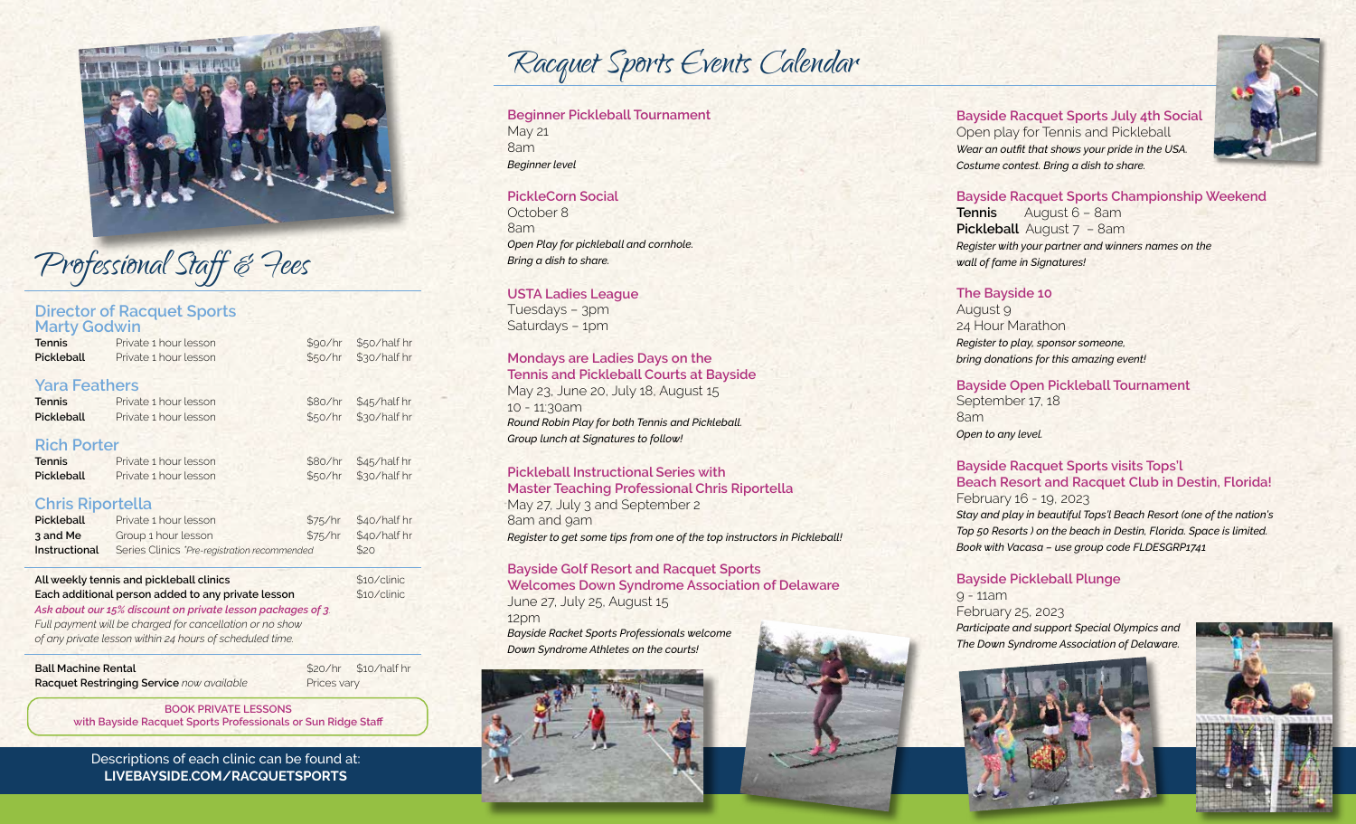# Professional Staff & Fees

## Director of Racquet Sports
## Marty Godwin

| | | | |
|---|---|---|---|
| **Tennis** | Private 1 hour lesson | $90/hr | $50/half hr |
| **Pickleball** | Private 1 hour lesson | $50/hr | $30/half hr |

## Yara Feathers

| | | | |
|---|---|---|---|
| **Tennis** | Private 1 hour lesson | $80/hr | $45/half hr |
| **Pickleball** | Private 1 hour lesson | $50/hr | $30/half hr |

## Rich Porter

| | | | |
|---|---|---|---|
| **Tennis** | Private 1 hour lesson | $80/hr | $45/half hr |
| **Pickleball** | Private 1 hour lesson | $50/hr | $30/half hr |

## Chris Riportella

| | | | |
|---|---|---|---|
| **Pickleball** | Private 1 hour lesson | $75/hr | $40/half hr |
| **3 and Me** | Group 1 hour lesson | $75/hr | $40/half hr |
| **Instructional** | Series Clinics *Pre-registration recommended* | | $20 |

| | |
|---|---|
| **All weekly tennis and pickleball clinics** | $10/clinic |
| **Each additional person added to any private lesson** | $10/clinic |

*Ask about our 15% discount on private lesson packages of 3*

*Full payment will be charged for cancellation or no show of any private lesson within 24 hours of scheduled time.*

| | | |
|---|---|---|
| **Ball Machine Rental** | $20/hr | $10/half hr |
| **Racquet Restringing Service** *now available* | Prices vary | |

BOOK PRIVATE LESSONS
with Bayside Racquet Sports Professionals or Sun Ridge Staff

Descriptions of each clinic can be found at:
**LIVEBAYSIDE.COM/RACQUETSPORTS**

# Racquet Sports Events Calendar

### Beginner Pickleball Tournament
May 21
8am
*Beginner level*

### PickleCorn Social
October 8
8am
*Open Play for pickleball and cornhole.*
*Bring a dish to share.*

### USTA Ladies League
Tuesdays – 3pm
Saturdays – 1pm

### Mondays are Ladies Days on the Tennis and Pickleball Courts at Bayside
May 23, June 20, July 18, August 15
10 - 11:30am
*Round Robin Play for both Tennis and Pickleball.*
*Group lunch at Signatures to follow!*

### Pickleball Instructional Series with Master Teaching Professional Chris Riportella
May 27, July 3 and September 2
8am and 9am
*Register to get some tips from one of the top instructors in Pickleball!*

### Bayside Golf Resort and Racquet Sports Welcomes Down Syndrome Association of Delaware
June 27, July 25, August 15
12pm
*Bayside Racket Sports Professionals welcome Down Syndrome Athletes on the courts!*

### Bayside Racquet Sports July 4th Social
Open play for Tennis and Pickleball
*Wear an outfit that shows your pride in the USA.*
*Costume contest. Bring a dish to share.*

### Bayside Racquet Sports Championship Weekend
**Tennis** August 6 – 8am
**Pickleball** August 7 – 8am
*Register with your partner and winners names on the wall of fame in Signatures!*

### The Bayside 10
August 9
24 Hour Marathon
*Register to play, sponsor someone, bring donations for this amazing event!*

### Bayside Open Pickleball Tournament
September 17, 18
8am
*Open to any level.*

### Bayside Racquet Sports visits Tops'l Beach Resort and Racquet Club in Destin, Florida!
February 16 - 19, 2023
*Stay and play in beautiful Tops'l Beach Resort (one of the nation's Top 50 Resorts ) on the beach in Destin, Florida. Space is limited. Book with Vacasa – use group code FLDESGRP1741*

### Bayside Pickleball Plunge
9 - 11am
February 25, 2023
*Participate and support Special Olympics and The Down Syndrome Association of Delaware.*